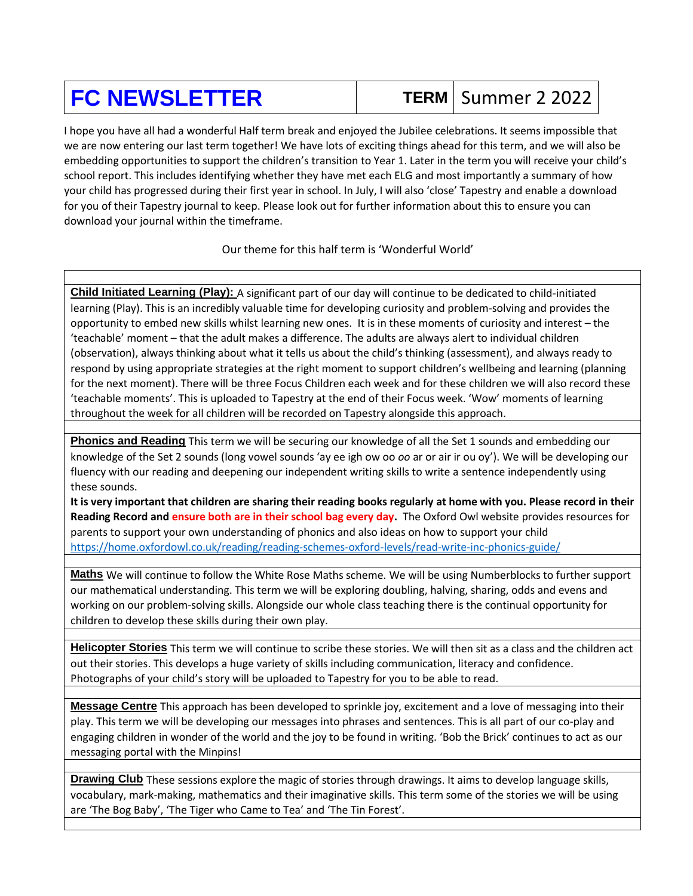# FC NEWSLETTER

**TERM** Summer 2 2022

I hope you have all had a wonderful Half term break and enjoyed the Jubilee celebrations. It seems impossible that we are now entering our last term together! We have lots of exciting things ahead for this term, and we will also be embedding opportunities to support the children's transition to Year 1. Later in the term you will receive your child's school report. This includes identifying whether they have met each ELG and most importantly a summary of how your child has progressed during their first year in school. In July, I will also 'close' Tapestry and enable a download for you of their Tapestry journal to keep. Please look out for further information about this to ensure you can download your journal within the timeframe.

Our theme for this half term is 'Wonderful World'

**Child Initiated Learning (Play):** A significant part of our day will continue to be dedicated to child-initiated learning (Play). This is an incredibly valuable time for developing curiosity and problem-solving and provides the opportunity to embed new skills whilst learning new ones. It is in these moments of curiosity and interest – the 'teachable' moment – that the adult makes a difference. The adults are always alert to individual children (observation), always thinking about what it tells us about the child's thinking (assessment), and always ready to respond by using appropriate strategies at the right moment to support children's wellbeing and learning (planning for the next moment). There will be three Focus Children each week and for these children we will also record these 'teachable moments'. This is uploaded to Tapestry at the end of their Focus week. 'Wow' moments of learning throughout the week for all children will be recorded on Tapestry alongside this approach.

**Phonics and Reading** This term we will be securing our knowledge of all the Set 1 sounds and embedding our knowledge of the Set 2 sounds (long vowel sounds 'ay ee igh ow oo *oo* ar or air ir ou oy'). We will be developing our fluency with our reading and deepening our independent writing skills to write a sentence independently using these sounds.

**It is very important that children are sharing their reading books regularly at home with you. Please record in their Reading Record and ensure both are in their school bag every day.** The Oxford Owl website provides resources for parents to support your own understanding of phonics and also ideas on how to support your child https://home.oxfordowl.co.uk/reading/reading-schemes-oxford-levels/read-write-inc-phonics-guide/

**Maths** We will continue to follow the White Rose Maths scheme. We will be using Numberblocks to further support our mathematical understanding. This term we will be exploring doubling, halving, sharing, odds and evens and working on our problem-solving skills. Alongside our whole class teaching there is the continual opportunity for children to develop these skills during their own play.

**Helicopter Stories** This term we will continue to scribe these stories. We will then sit as a class and the children act out their stories. This develops a huge variety of skills including communication, literacy and confidence. Photographs of your child's story will be uploaded to Tapestry for you to be able to read.

**Message Centre** This approach has been developed to sprinkle joy, excitement and a love of messaging into their play. This term we will be developing our messages into phrases and sentences. This is all part of our co-play and engaging children in wonder of the world and the joy to be found in writing. 'Bob the Brick' continues to act as our messaging portal with the Minpins!

**Drawing Club** These sessions explore the magic of stories through drawings. It aims to develop language skills, vocabulary, mark-making, mathematics and their imaginative skills. This term some of the stories we will be using are 'The Bog Baby', 'The Tiger who Came to Tea' and 'The Tin Forest'.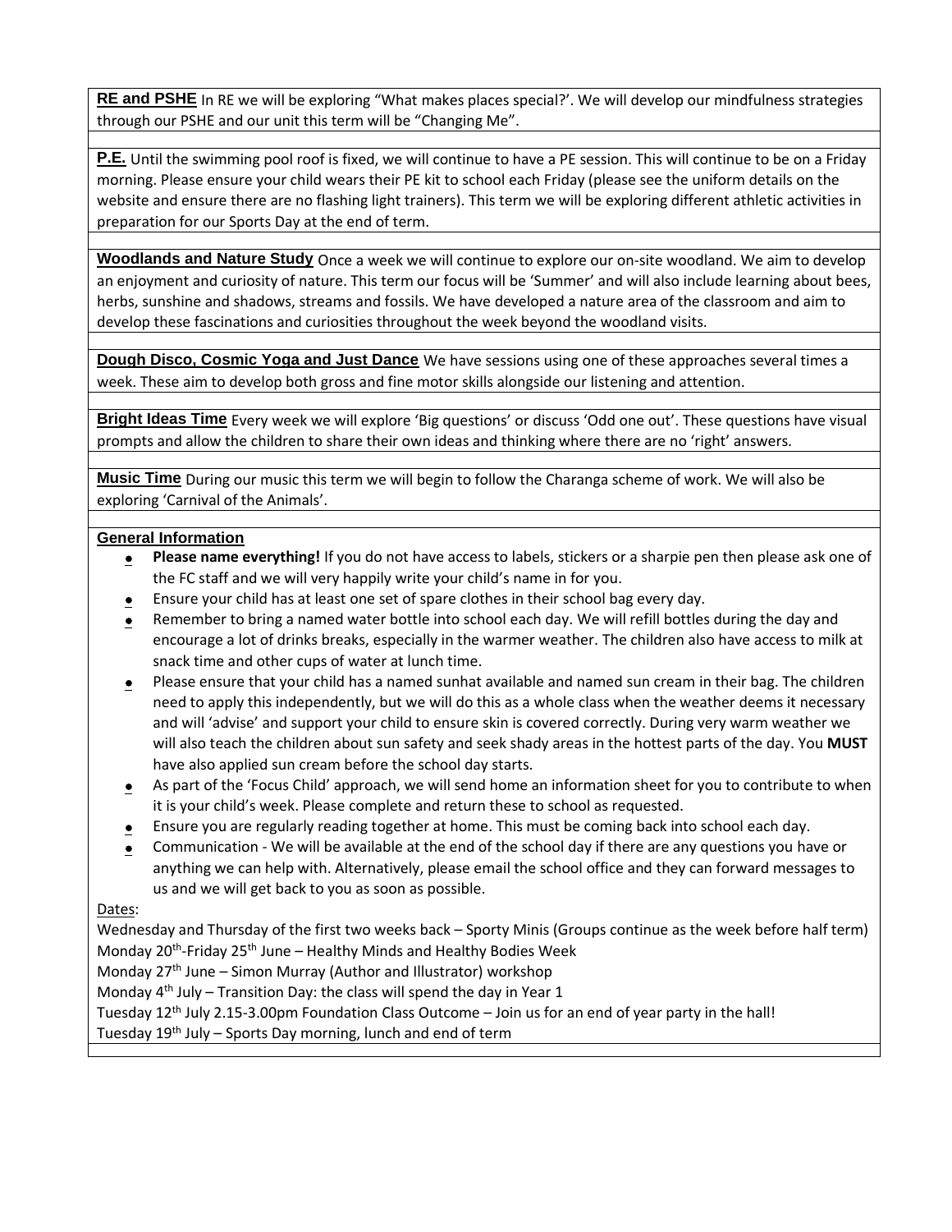**RE and PSHE** In RE we will be exploring "What makes places special?'. We will develop our mindfulness strategies through our PSHE and our unit this term will be "Changing Me".

**P.E.** Until the swimming pool roof is fixed, we will continue to have a PE session. This will continue to be on a Friday morning. Please ensure your child wears their PE kit to school each Friday (please see the uniform details on the website and ensure there are no flashing light trainers). This term we will be exploring different athletic activities in preparation for our Sports Day at the end of term.

**Woodlands and Nature Study** Once a week we will continue to explore our on-site woodland. We aim to develop an enjoyment and curiosity of nature. This term our focus will be 'Summer' and will also include learning about bees, herbs, sunshine and shadows, streams and fossils. We have developed a nature area of the classroom and aim to develop these fascinations and curiosities throughout the week beyond the woodland visits.

**Dough Disco, Cosmic Yoga and Just Dance** We have sessions using one of these approaches several times a week. These aim to develop both gross and fine motor skills alongside our listening and attention.

**Bright Ideas Time** Every week we will explore 'Big questions' or discuss 'Odd one out'. These questions have visual prompts and allow the children to share their own ideas and thinking where there are no 'right' answers.

**Music Time** During our music this term we will begin to follow the Charanga scheme of work. We will also be exploring 'Carnival of the Animals'.

**General Information**

- **Please name everything!** If you do not have access to labels, stickers or a sharpie pen then please ask one of the FC staff and we will very happily write your child's name in for you.
- Ensure your child has at least one set of spare clothes in their school bag every day.
- Remember to bring a named water bottle into school each day. We will refill bottles during the day and encourage a lot of drinks breaks, especially in the warmer weather. The children also have access to milk at snack time and other cups of water at lunch time.
- Please ensure that your child has a named sunhat available and named sun cream in their bag. The children need to apply this independently, but we will do this as a whole class when the weather deems it necessary and will 'advise' and support your child to ensure skin is covered correctly. During very warm weather we will also teach the children about sun safety and seek shady areas in the hottest parts of the day. You **MUST** have also applied sun cream before the school day starts.
- As part of the 'Focus Child' approach, we will send home an information sheet for you to contribute to when it is your child's week. Please complete and return these to school as requested.
- Ensure you are regularly reading together at home. This must be coming back into school each day.
- Communication - We will be available at the end of the school day if there are any questions you have or anything we can help with. Alternatively, please email the school office and they can forward messages to us and we will get back to you as soon as possible.

Dates:

Wednesday and Thursday of the first two weeks back – Sporty Minis (Groups continue as the week before half term)
Monday 20th-Friday 25th June – Healthy Minds and Healthy Bodies Week
Monday 27th June – Simon Murray (Author and Illustrator) workshop
Monday 4th July – Transition Day: the class will spend the day in Year 1
Tuesday 12th July 2.15-3.00pm Foundation Class Outcome – Join us for an end of year party in the hall!
Tuesday 19th July – Sports Day morning, lunch and end of term